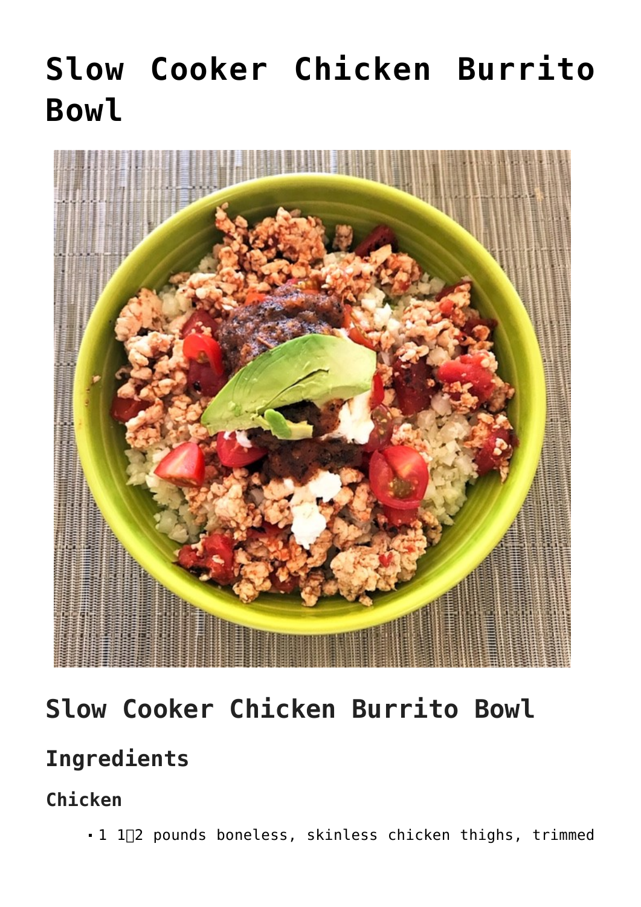# Slow Cooker Chicken Burrito Bowl

## Slow Cooker Chicken Burrito Bowl

### Ingredients

#### Chicken

- 1 1⁄2 pounds boneless, skinless chicken thighs, trimmed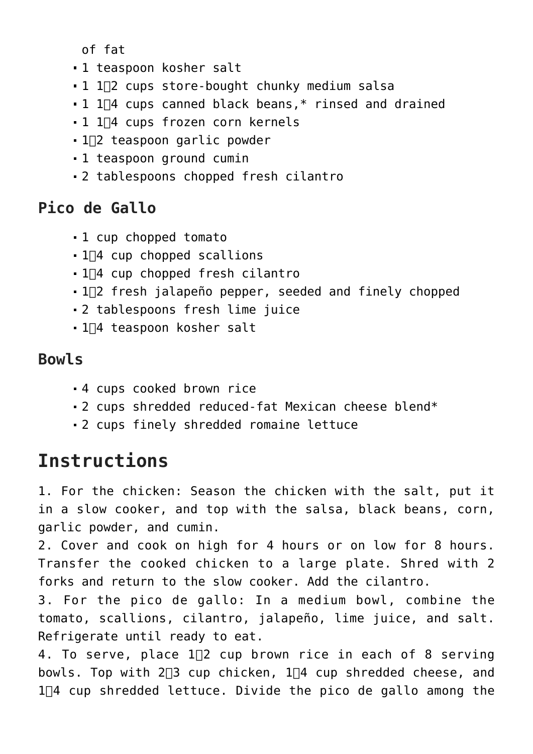of fat

- 1 teaspoon kosher salt
- 1 1⁄2 cups store-bought chunky medium salsa
- 1 1⁄4 cups canned black beans,* rinsed and drained
- 1 1⁄4 cups frozen corn kernels
- 1⁄2 teaspoon garlic powder
- 1 teaspoon ground cumin
- 2 tablespoons chopped fresh cilantro

### Pico de Gallo

- 1 cup chopped tomato
- 1⁄4 cup chopped scallions
- 1⁄4 cup chopped fresh cilantro
- 1⁄2 fresh jalapeño pepper, seeded and finely chopped
- 2 tablespoons fresh lime juice
- 1⁄4 teaspoon kosher salt

### Bowls

- 4 cups cooked brown rice
- 2 cups shredded reduced-fat Mexican cheese blend*
- 2 cups finely shredded romaine lettuce

## Instructions

1. For the chicken: Season the chicken with the salt, put it in a slow cooker, and top with the salsa, black beans, corn, garlic powder, and cumin.
2. Cover and cook on high for 4 hours or on low for 8 hours. Transfer the cooked chicken to a large plate. Shred with 2 forks and return to the slow cooker. Add the cilantro.
3. For the pico de gallo: In a medium bowl, combine the tomato, scallions, cilantro, jalapeño, lime juice, and salt. Refrigerate until ready to eat.
4. To serve, place 1⁄2 cup brown rice in each of 8 serving bowls. Top with 2⁄3 cup chicken, 1⁄4 cup shredded cheese, and 1⁄4 cup shredded lettuce. Divide the pico de gallo among the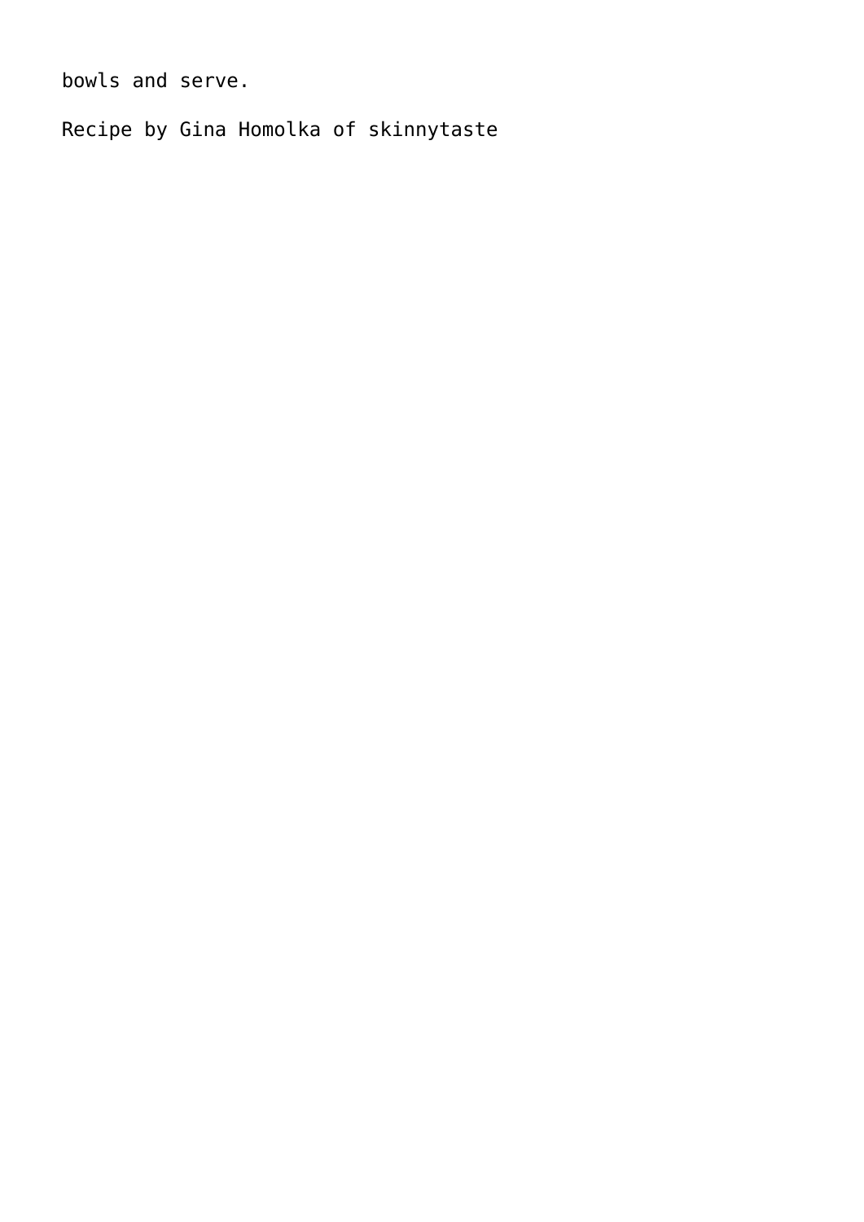bowls and serve.

Recipe by Gina Homolka of skinnytaste